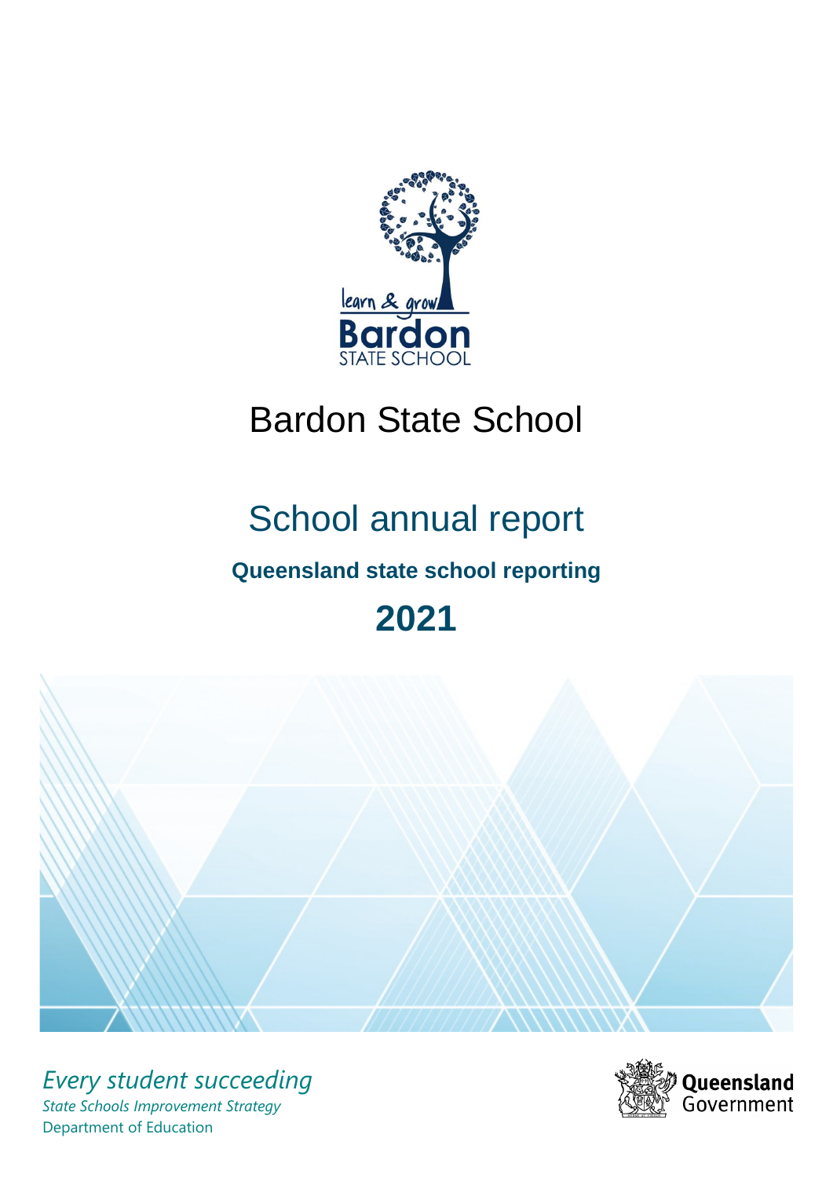# Bardon State School

## School annual report

### Queensland state school reporting

## 2021

*Every student succeeding*

*State Schools Improvement Strategy*

Department of Education

Queensland Government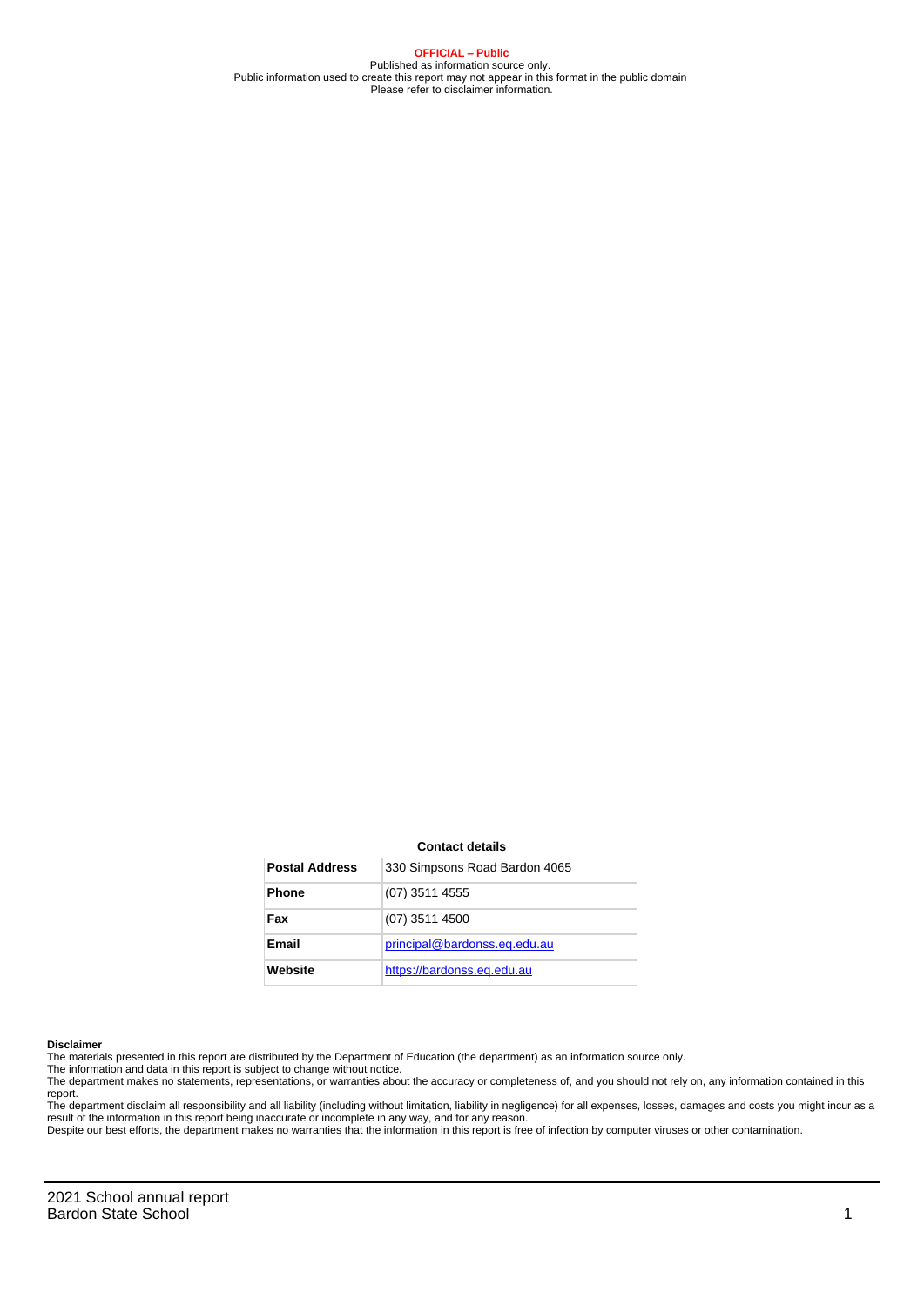**OFFICIAL – Public**
Published as information source only.
Public information used to create this report may not appear in this format in the public domain
Please refer to disclaimer information.

**Contact details**

| **Postal Address** | 330 Simpsons Road Bardon 4065 |
|---|---|
| **Phone** | (07) 3511 4555 |
| **Fax** | (07) 3511 4500 |
| **Email** | principal@bardonss.eq.edu.au |
| **Website** | https://bardonss.eq.edu.au |

**Disclaimer**

The materials presented in this report are distributed by the Department of Education (the department) as an information source only.

The information and data in this report is subject to change without notice.

The department makes no statements, representations, or warranties about the accuracy or completeness of, and you should not rely on, any information contained in this report.

The department disclaim all responsibility and all liability (including without limitation, liability in negligence) for all expenses, losses, damages and costs you might incur as a result of the information in this report being inaccurate or incomplete in any way, and for any reason.

Despite our best efforts, the department makes no warranties that the information in this report is free of infection by computer viruses or other contamination.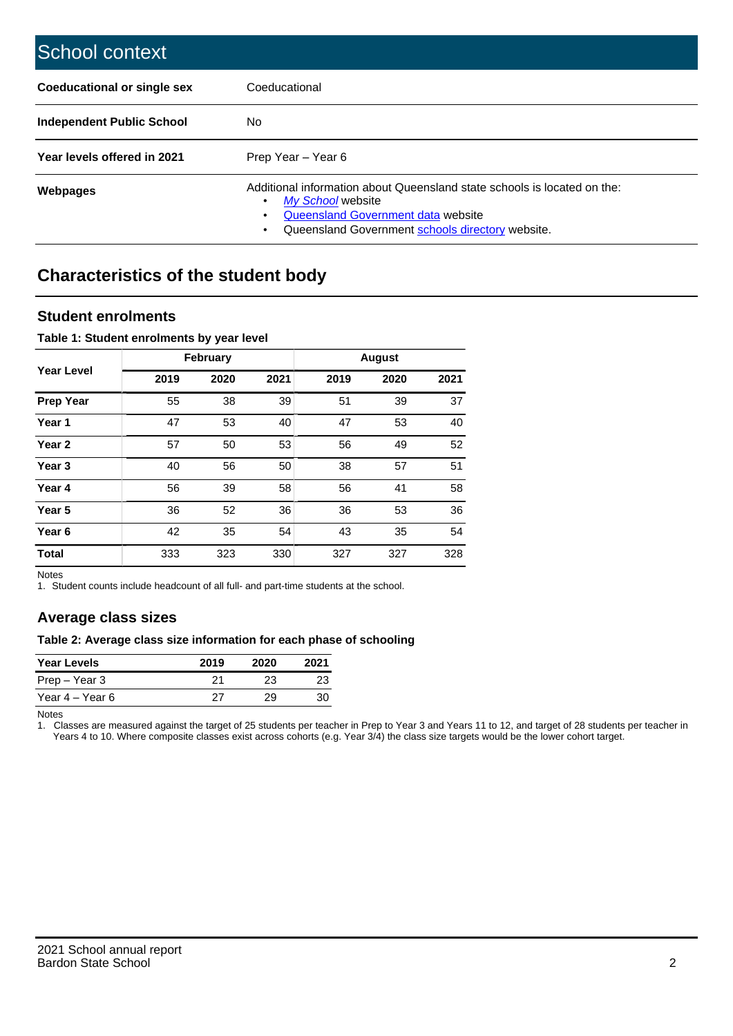# School context

| | |
|---|---|
| **Coeducational or single sex** | Coeducational |
| **Independent Public School** | No |
| **Year levels offered in 2021** | Prep Year – Year 6 |
| **Webpages** | Additional information about Queensland state schools is located on the: • *My School* website • Queensland Government data website • Queensland Government schools directory website. |

## Characteristics of the student body

### Student enrolments

**Table 1: Student enrolments by year level**

| Year Level | February | | | August | | |
|---|---|---|---|---|---|---|
| | 2019 | 2020 | 2021 | 2019 | 2020 | 2021 |
| **Prep Year** | 55 | 38 | 39 | 51 | 39 | 37 |
| **Year 1** | 47 | 53 | 40 | 47 | 53 | 40 |
| **Year 2** | 57 | 50 | 53 | 56 | 49 | 52 |
| **Year 3** | 40 | 56 | 50 | 38 | 57 | 51 |
| **Year 4** | 56 | 39 | 58 | 56 | 41 | 58 |
| **Year 5** | 36 | 52 | 36 | 36 | 53 | 36 |
| **Year 6** | 42 | 35 | 54 | 43 | 35 | 54 |
| **Total** | 333 | 323 | 330 | 327 | 327 | 328 |

Notes

1. Student counts include headcount of all full- and part-time students at the school.

### Average class sizes

**Table 2: Average class size information for each phase of schooling**

| Year Levels | 2019 | 2020 | 2021 |
|---|---|---|---|
| Prep – Year 3 | 21 | 23 | 23 |
| Year 4 – Year 6 | 27 | 29 | 30 |

Notes

1. Classes are measured against the target of 25 students per teacher in Prep to Year 3 and Years 11 to 12, and target of 28 students per teacher in Years 4 to 10. Where composite classes exist across cohorts (e.g. Year 3/4) the class size targets would be the lower cohort target.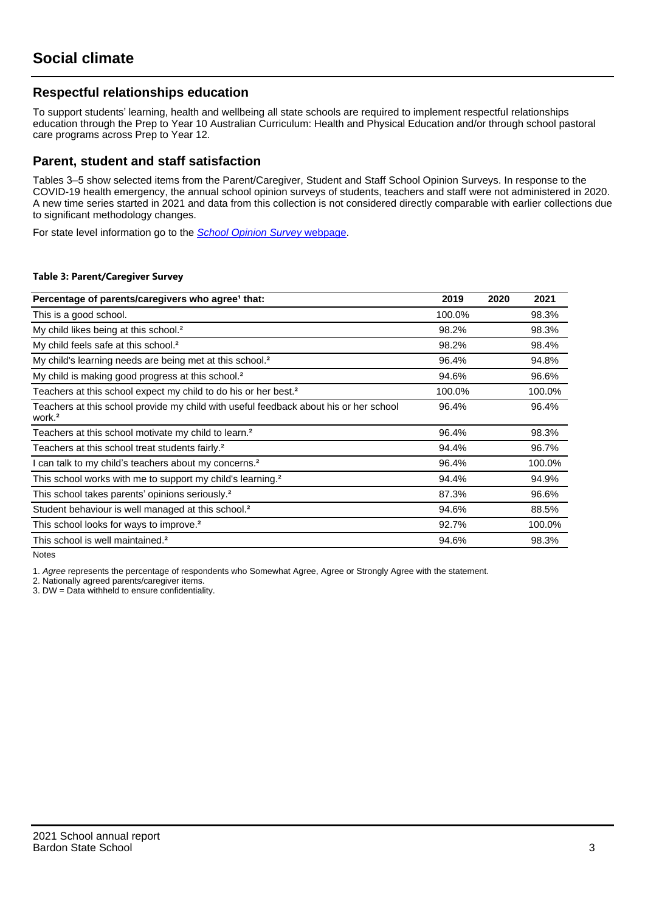# Social climate

## Respectful relationships education

To support students' learning, health and wellbeing all state schools are required to implement respectful relationships education through the Prep to Year 10 Australian Curriculum: Health and Physical Education and/or through school pastoral care programs across Prep to Year 12.

## Parent, student and staff satisfaction

Tables 3–5 show selected items from the Parent/Caregiver, Student and Staff School Opinion Surveys. In response to the COVID-19 health emergency, the annual school opinion surveys of students, teachers and staff were not administered in 2020. A new time series started in 2021 and data from this collection is not considered directly comparable with earlier collections due to significant methodology changes.

For state level information go to the *School Opinion Survey* webpage.

**Table 3: Parent/Caregiver Survey**

| Percentage of parents/caregivers who agree[1] that: | 2019 | 2020 | 2021 |
|---|---|---|---|
| This is a good school. | 100.0% | | 98.3% |
| My child likes being at this school.[2] | 98.2% | | 98.3% |
| My child feels safe at this school.[2] | 98.2% | | 98.4% |
| My child's learning needs are being met at this school.[2] | 96.4% | | 94.8% |
| My child is making good progress at this school.[2] | 94.6% | | 96.6% |
| Teachers at this school expect my child to do his or her best.[2] | 100.0% | | 100.0% |
| Teachers at this school provide my child with useful feedback about his or her school work.[2] | 96.4% | | 96.4% |
| Teachers at this school motivate my child to learn.[2] | 96.4% | | 98.3% |
| Teachers at this school treat students fairly.[2] | 94.4% | | 96.7% |
| I can talk to my child's teachers about my concerns.[2] | 96.4% | | 100.0% |
| This school works with me to support my child's learning.[2] | 94.4% | | 94.9% |
| This school takes parents' opinions seriously.[2] | 87.3% | | 96.6% |
| Student behaviour is well managed at this school.[2] | 94.6% | | 88.5% |
| This school looks for ways to improve.[2] | 92.7% | | 100.0% |
| This school is well maintained.[2] | 94.6% | | 98.3% |

Notes

1. *Agree* represents the percentage of respondents who Somewhat Agree, Agree or Strongly Agree with the statement.
2. Nationally agreed parents/caregiver items.
3. DW = Data withheld to ensure confidentiality.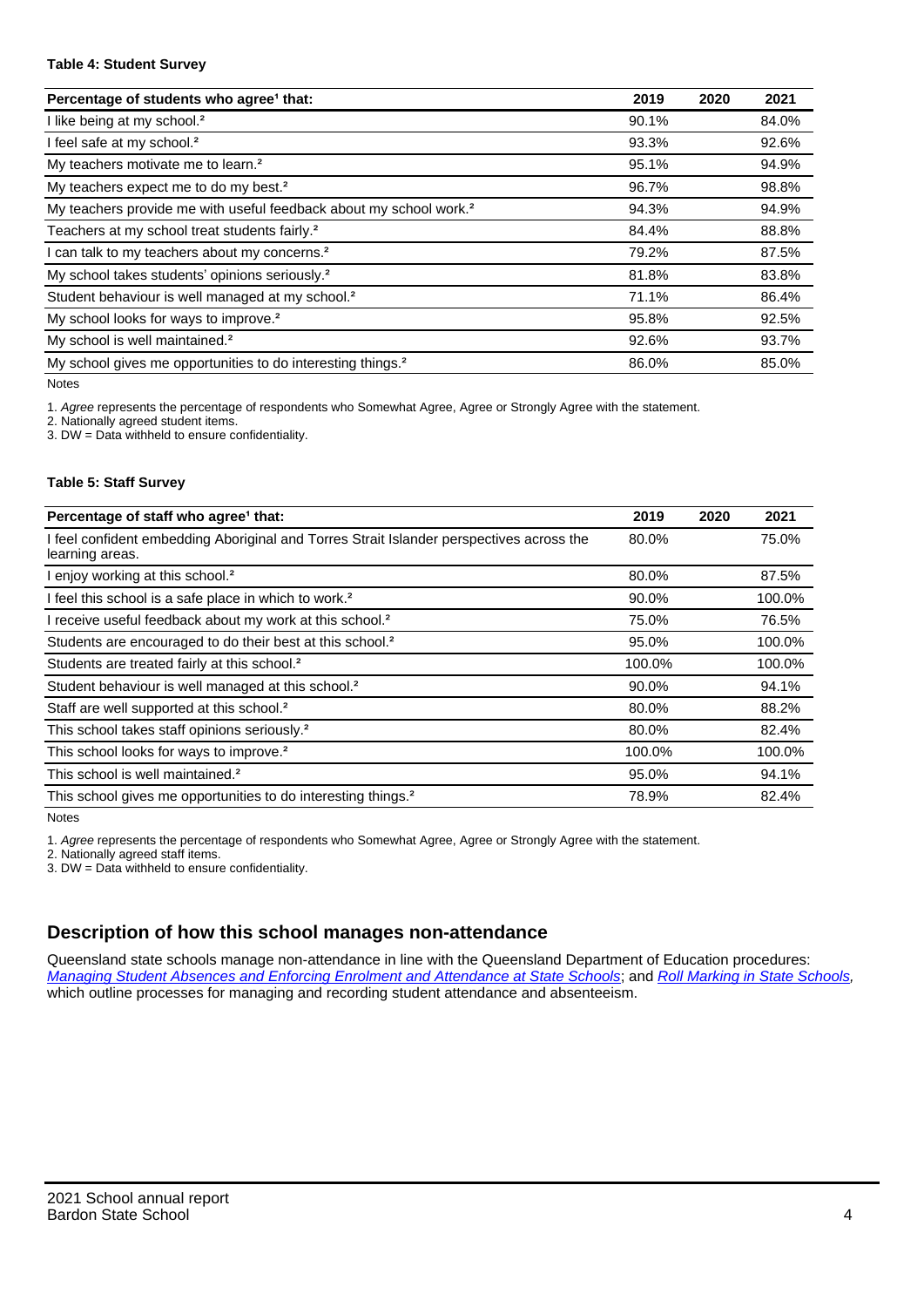**Table 4: Student Survey**

| Percentage of students who agree[1] that: | 2019 | 2020 | 2021 |
|---|---|---|---|
| I like being at my school.[2] | 90.1% | | 84.0% |
| I feel safe at my school.[2] | 93.3% | | 92.6% |
| My teachers motivate me to learn.[2] | 95.1% | | 94.9% |
| My teachers expect me to do my best.[2] | 96.7% | | 98.8% |
| My teachers provide me with useful feedback about my school work.[2] | 94.3% | | 94.9% |
| Teachers at my school treat students fairly.[2] | 84.4% | | 88.8% |
| I can talk to my teachers about my concerns.[2] | 79.2% | | 87.5% |
| My school takes students' opinions seriously.[2] | 81.8% | | 83.8% |
| Student behaviour is well managed at my school.[2] | 71.1% | | 86.4% |
| My school looks for ways to improve.[2] | 95.8% | | 92.5% |
| My school is well maintained.[2] | 92.6% | | 93.7% |
| My school gives me opportunities to do interesting things.[2] | 86.0% | | 85.0% |

Notes

1. *Agree* represents the percentage of respondents who Somewhat Agree, Agree or Strongly Agree with the statement.
2. Nationally agreed student items.
3. DW = Data withheld to ensure confidentiality.

**Table 5: Staff Survey**

| Percentage of staff who agree[1] that: | 2019 | 2020 | 2021 |
|---|---|---|---|
| I feel confident embedding Aboriginal and Torres Strait Islander perspectives across the learning areas. | 80.0% | | 75.0% |
| I enjoy working at this school.[2] | 80.0% | | 87.5% |
| I feel this school is a safe place in which to work.[2] | 90.0% | | 100.0% |
| I receive useful feedback about my work at this school.[2] | 75.0% | | 76.5% |
| Students are encouraged to do their best at this school.[2] | 95.0% | | 100.0% |
| Students are treated fairly at this school.[2] | 100.0% | | 100.0% |
| Student behaviour is well managed at this school.[2] | 90.0% | | 94.1% |
| Staff are well supported at this school.[2] | 80.0% | | 88.2% |
| This school takes staff opinions seriously.[2] | 80.0% | | 82.4% |
| This school looks for ways to improve.[2] | 100.0% | | 100.0% |
| This school is well maintained.[2] | 95.0% | | 94.1% |
| This school gives me opportunities to do interesting things.[2] | 78.9% | | 82.4% |

Notes

1. *Agree* represents the percentage of respondents who Somewhat Agree, Agree or Strongly Agree with the statement.
2. Nationally agreed staff items.
3. DW = Data withheld to ensure confidentiality.

## Description of how this school manages non-attendance

Queensland state schools manage non-attendance in line with the Queensland Department of Education procedures: *Managing Student Absences and Enforcing Enrolment and Attendance at State Schools*; and *Roll Marking in State Schools,* which outline processes for managing and recording student attendance and absenteeism.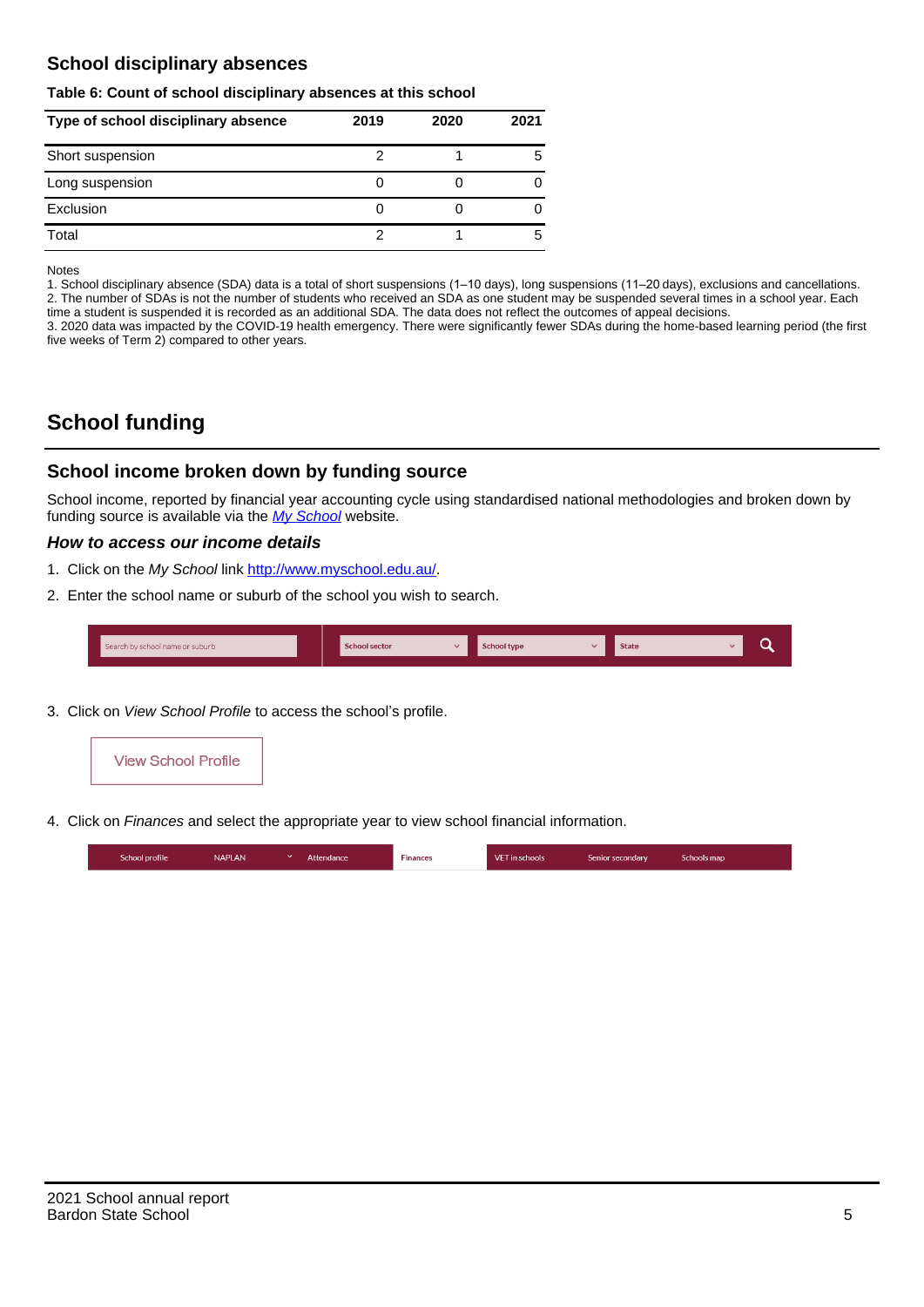## School disciplinary absences

**Table 6: Count of school disciplinary absences at this school**

| Type of school disciplinary absence | 2019 | 2020 | 2021 |
|---|---|---|---|
| Short suspension | 2 | 1 | 5 |
| Long suspension | 0 | 0 | 0 |
| Exclusion | 0 | 0 | 0 |
| Total | 2 | 1 | 5 |

Notes
1. School disciplinary absence (SDA) data is a total of short suspensions (1–10 days), long suspensions (11–20 days), exclusions and cancellations.
2. The number of SDAs is not the number of students who received an SDA as one student may be suspended several times in a school year. Each time a student is suspended it is recorded as an additional SDA. The data does not reflect the outcomes of appeal decisions.
3. 2020 data was impacted by the COVID-19 health emergency. There were significantly fewer SDAs during the home-based learning period (the first five weeks of Term 2) compared to other years.

# School funding

## School income broken down by funding source

School income, reported by financial year accounting cycle using standardised national methodologies and broken down by funding source is available via the *My School* website.

### *How to access our income details*

1. Click on the *My School* link http://www.myschool.edu.au/.
2. Enter the school name or suburb of the school you wish to search.

Search by school name or suburb | School sector | School type | State

3. Click on *View School Profile* to access the school's profile.

View School Profile

4. Click on *Finances* and select the appropriate year to view school financial information.

School profile | NAPLAN | Attendance | Finances | VET in schools | Senior secondary | Schools map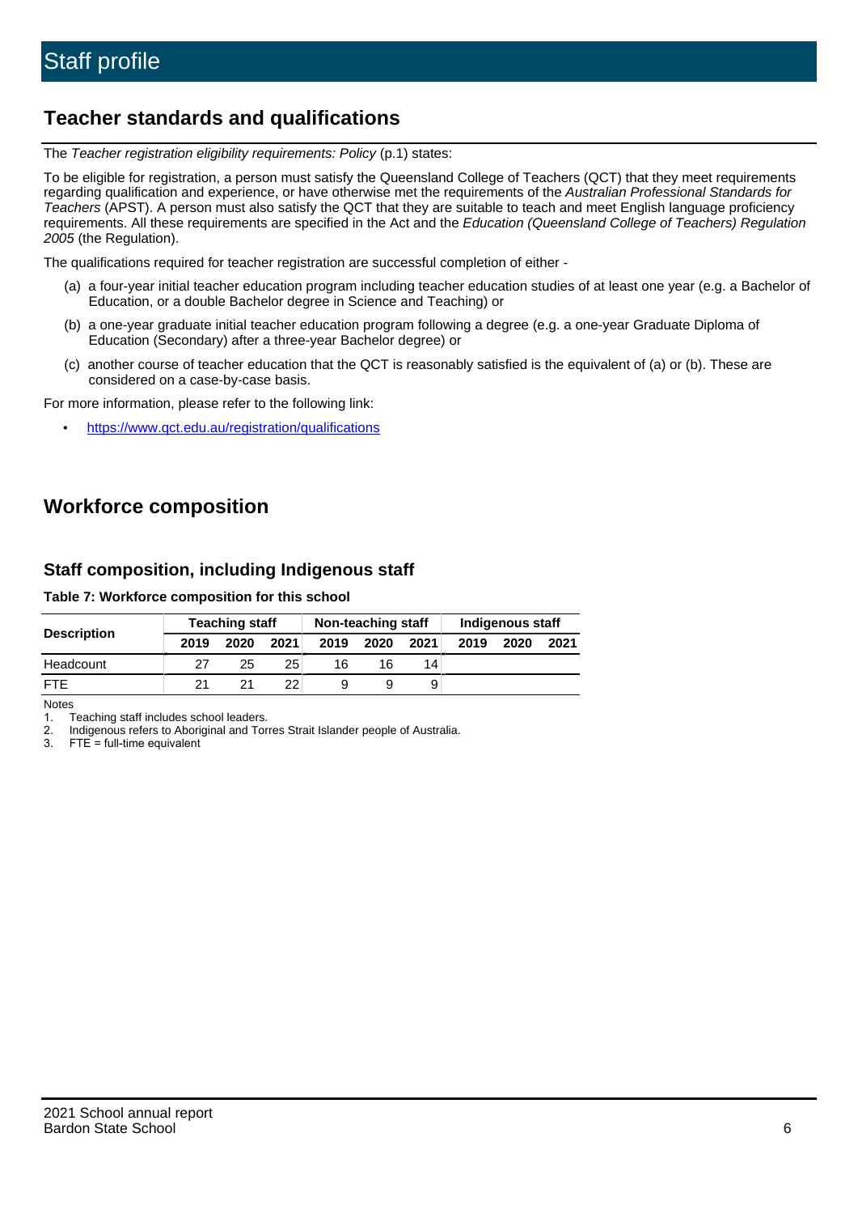# Staff profile

## Teacher standards and qualifications

The *Teacher registration eligibility requirements: Policy* (p.1) states:

To be eligible for registration, a person must satisfy the Queensland College of Teachers (QCT) that they meet requirements regarding qualification and experience, or have otherwise met the requirements of the *Australian Professional Standards for Teachers* (APST). A person must also satisfy the QCT that they are suitable to teach and meet English language proficiency requirements. All these requirements are specified in the Act and the *Education (Queensland College of Teachers) Regulation 2005* (the Regulation).

The qualifications required for teacher registration are successful completion of either -

(a) a four-year initial teacher education program including teacher education studies of at least one year (e.g. a Bachelor of Education, or a double Bachelor degree in Science and Teaching) or

(b) a one-year graduate initial teacher education program following a degree (e.g. a one-year Graduate Diploma of Education (Secondary) after a three-year Bachelor degree) or

(c) another course of teacher education that the QCT is reasonably satisfied is the equivalent of (a) or (b). These are considered on a case-by-case basis.

For more information, please refer to the following link:

- https://www.qct.edu.au/registration/qualifications

## Workforce composition

### Staff composition, including Indigenous staff

**Table 7: Workforce composition for this school**

| Description | Teaching staff | | | Non-teaching staff | | | Indigenous staff | | |
|---|---|---|---|---|---|---|---|---|---|
| | 2019 | 2020 | 2021 | 2019 | 2020 | 2021 | 2019 | 2020 | 2021 |
| Headcount | 27 | 25 | 25 | 16 | 16 | 14 | | | |
| FTE | 21 | 21 | 22 | 9 | 9 | 9 | | | |

Notes

1. Teaching staff includes school leaders.
2. Indigenous refers to Aboriginal and Torres Strait Islander people of Australia.
3. FTE = full-time equivalent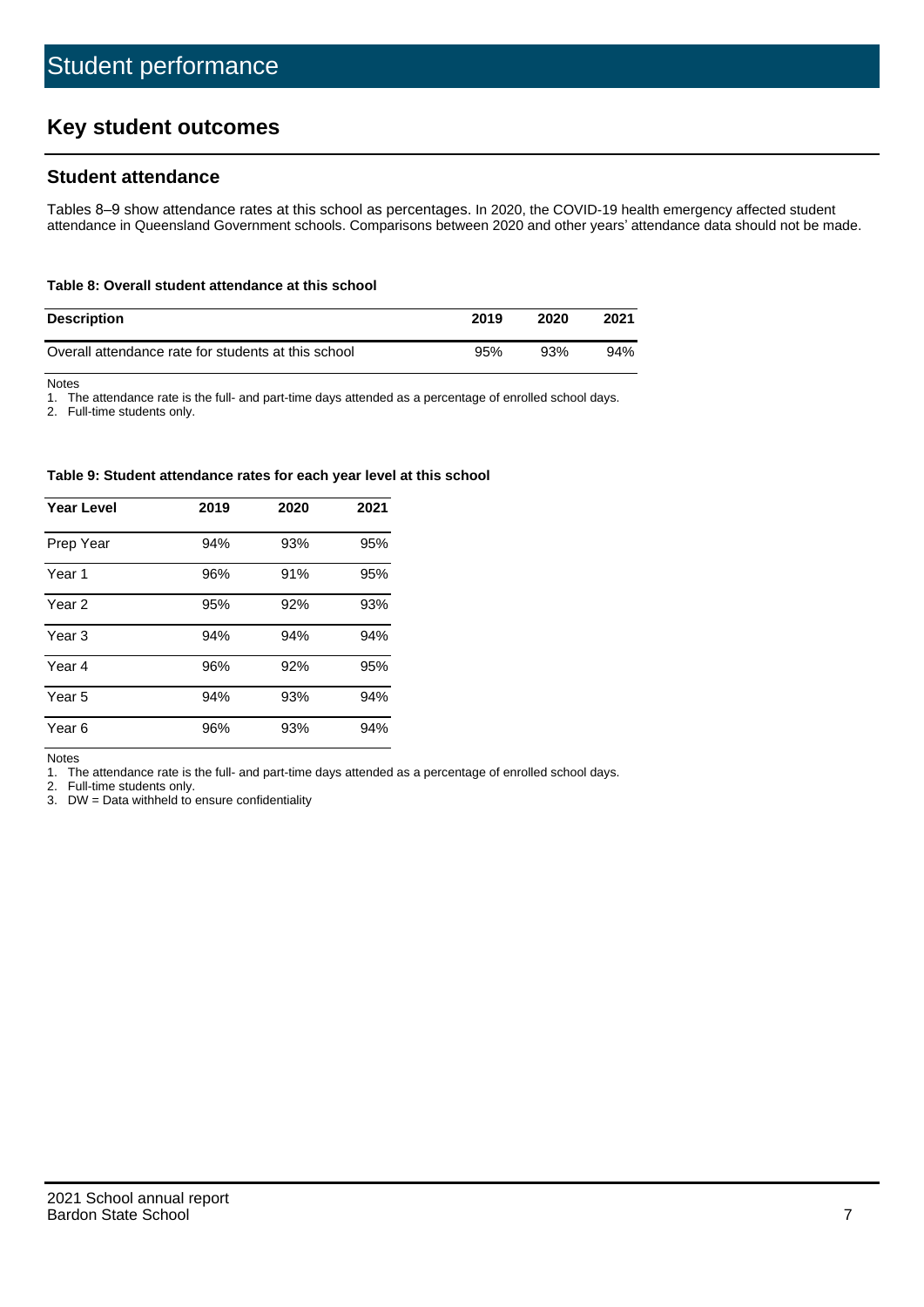# Student performance

## Key student outcomes

### Student attendance

Tables 8–9 show attendance rates at this school as percentages. In 2020, the COVID-19 health emergency affected student attendance in Queensland Government schools. Comparisons between 2020 and other years' attendance data should not be made.

**Table 8: Overall student attendance at this school**

| Description | 2019 | 2020 | 2021 |
|---|---|---|---|
| Overall attendance rate for students at this school | 95% | 93% | 94% |

Notes

1. The attendance rate is the full- and part-time days attended as a percentage of enrolled school days.
2. Full-time students only.

**Table 9: Student attendance rates for each year level at this school**

| Year Level | 2019 | 2020 | 2021 |
|---|---|---|---|
| Prep Year | 94% | 93% | 95% |
| Year 1 | 96% | 91% | 95% |
| Year 2 | 95% | 92% | 93% |
| Year 3 | 94% | 94% | 94% |
| Year 4 | 96% | 92% | 95% |
| Year 5 | 94% | 93% | 94% |
| Year 6 | 96% | 93% | 94% |

Notes

1. The attendance rate is the full- and part-time days attended as a percentage of enrolled school days.
2. Full-time students only.
3. DW = Data withheld to ensure confidentiality

2021 School annual report
Bardon State School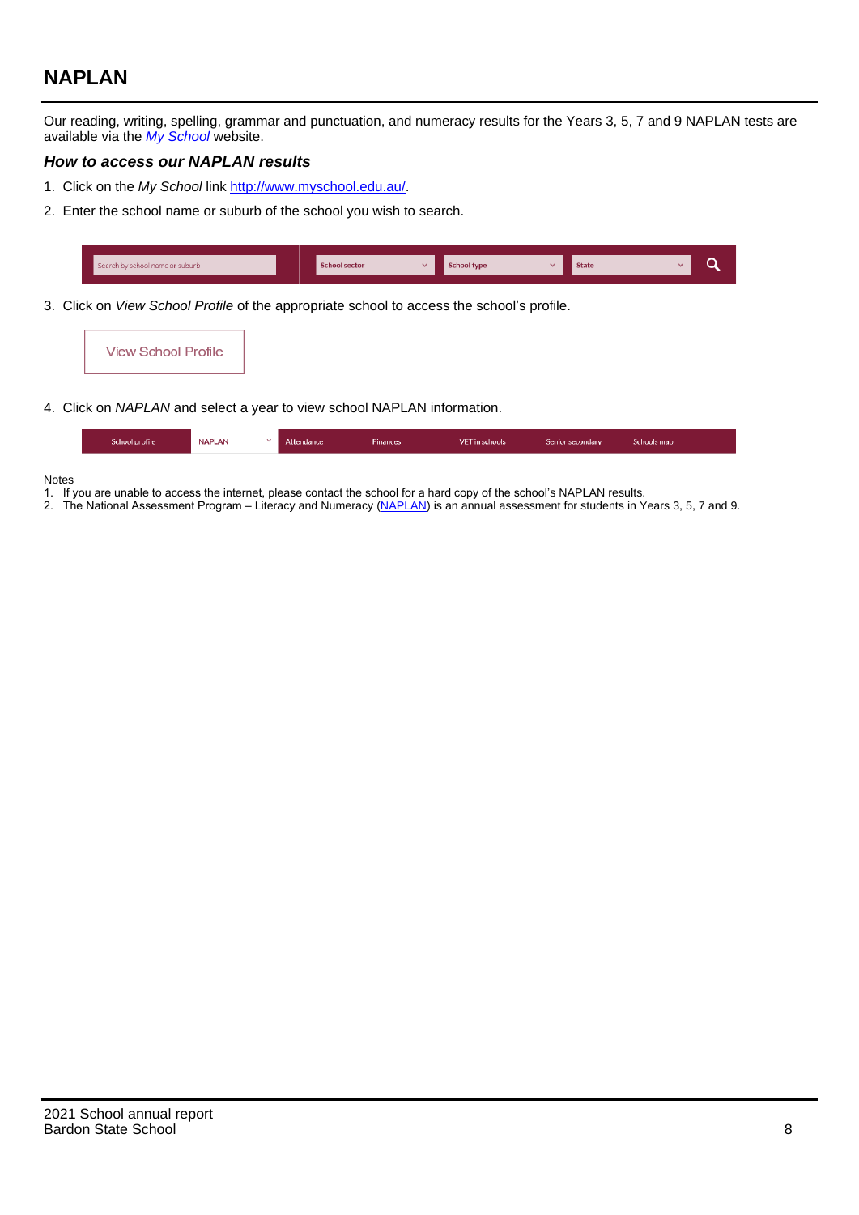## NAPLAN

Our reading, writing, spelling, grammar and punctuation, and numeracy results for the Years 3, 5, 7 and 9 NAPLAN tests are available via the [*My School*](http://www.myschool.edu.au/) website.

### *How to access our NAPLAN results*

1. Click on the *My School* link [http://www.myschool.edu.au/](http://www.myschool.edu.au/).
2. Enter the school name or suburb of the school you wish to search.

Search by school name or suburb | School sector | School type | State

3. Click on *View School Profile* of the appropriate school to access the school's profile.

View School Profile

4. Click on *NAPLAN* and select a year to view school NAPLAN information.

School profile | NAPLAN | Attendance | Finances | VET in schools | Senior secondary | Schools map

Notes

1. If you are unable to access the internet, please contact the school for a hard copy of the school's NAPLAN results.
2. The National Assessment Program – Literacy and Numeracy (NAPLAN) is an annual assessment for students in Years 3, 5, 7 and 9.